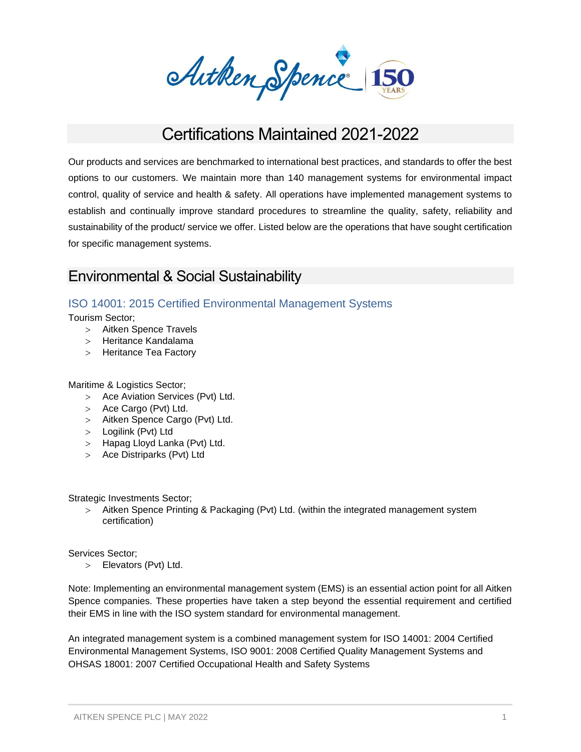# Certifications Maintained 2021-2022

Our products and services are benchmarked to international best practices, and standards to offer the best options to our customers. We maintain more than 140 management systems for environmental impact control, quality of service and health & safety. All operations have implemented management systems to establish and continually improve standard procedures to streamline the quality, safety, reliability and sustainability of the product/ service we offer. Listed below are the operations that have sought certification for specific management systems.

## Environmental & Social Sustainability

### ISO 14001: 2015 Certified Environmental Management Systems

Tourism Sector;

- Aitken Spence Travels
- Heritance Kandalama
- Heritance Tea Factory

Maritime & Logistics Sector;

- Ace Aviation Services (Pvt) Ltd.
- Ace Cargo (Pvt) Ltd.
- Aitken Spence Cargo (Pvt) Ltd.
- Logilink (Pvt) Ltd
- Hapag Lloyd Lanka (Pvt) Ltd.
- Ace Distriparks (Pvt) Ltd

Strategic Investments Sector;

- Aitken Spence Printing & Packaging (Pvt) Ltd. (within the integrated management system certification)

Services Sector;

- Elevators (Pvt) Ltd.

Note: Implementing an environmental management system (EMS) is an essential action point for all Aitken Spence companies. These properties have taken a step beyond the essential requirement and certified their EMS in line with the ISO system standard for environmental management.

An integrated management system is a combined management system for ISO 14001: 2004 Certified Environmental Management Systems, ISO 9001: 2008 Certified Quality Management Systems and OHSAS 18001: 2007 Certified Occupational Health and Safety Systems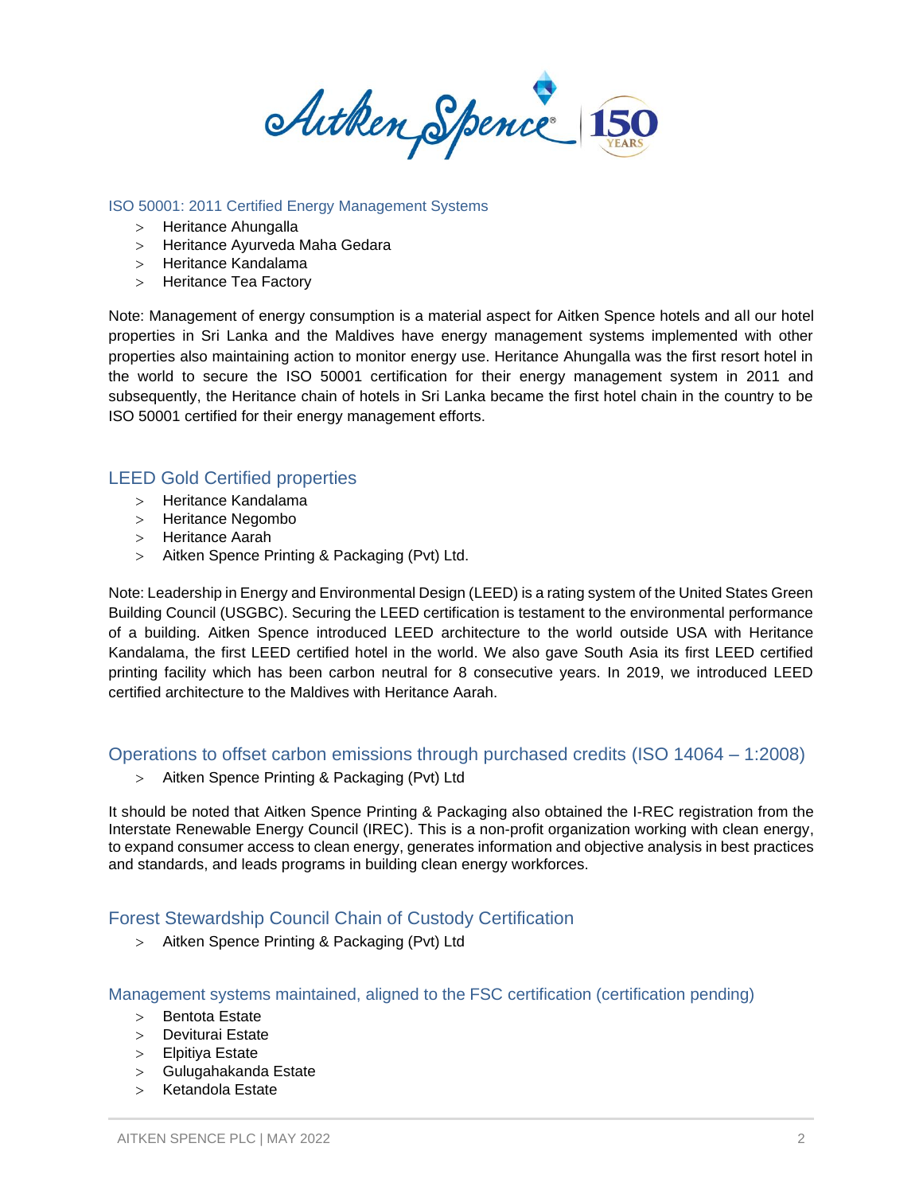## ISO 50001: 2011 Certified Energy Management Systems

- Heritance Ahungalla
- Heritance Ayurveda Maha Gedara
- Heritance Kandalama
- Heritance Tea Factory

Note: Management of energy consumption is a material aspect for Aitken Spence hotels and all our hotel properties in Sri Lanka and the Maldives have energy management systems implemented with other properties also maintaining action to monitor energy use. Heritance Ahungalla was the first resort hotel in the world to secure the ISO 50001 certification for their energy management system in 2011 and subsequently, the Heritance chain of hotels in Sri Lanka became the first hotel chain in the country to be ISO 50001 certified for their energy management efforts.

## LEED Gold Certified properties

- Heritance Kandalama
- Heritance Negombo
- Heritance Aarah
- Aitken Spence Printing & Packaging (Pvt) Ltd.

Note: Leadership in Energy and Environmental Design (LEED) is a rating system of the United States Green Building Council (USGBC). Securing the LEED certification is testament to the environmental performance of a building. Aitken Spence introduced LEED architecture to the world outside USA with Heritance Kandalama, the first LEED certified hotel in the world. We also gave South Asia its first LEED certified printing facility which has been carbon neutral for 8 consecutive years. In 2019, we introduced LEED certified architecture to the Maldives with Heritance Aarah.

## Operations to offset carbon emissions through purchased credits (ISO 14064 – 1:2008)

- Aitken Spence Printing & Packaging (Pvt) Ltd

It should be noted that Aitken Spence Printing & Packaging also obtained the I-REC registration from the Interstate Renewable Energy Council (IREC). This is a non-profit organization working with clean energy, to expand consumer access to clean energy, generates information and objective analysis in best practices and standards, and leads programs in building clean energy workforces.

## Forest Stewardship Council Chain of Custody Certification

- Aitken Spence Printing & Packaging (Pvt) Ltd

## Management systems maintained, aligned to the FSC certification (certification pending)

- Bentota Estate
- Deviturai Estate
- Elpitiya Estate
- Gulugahakanda Estate
- Ketandola Estate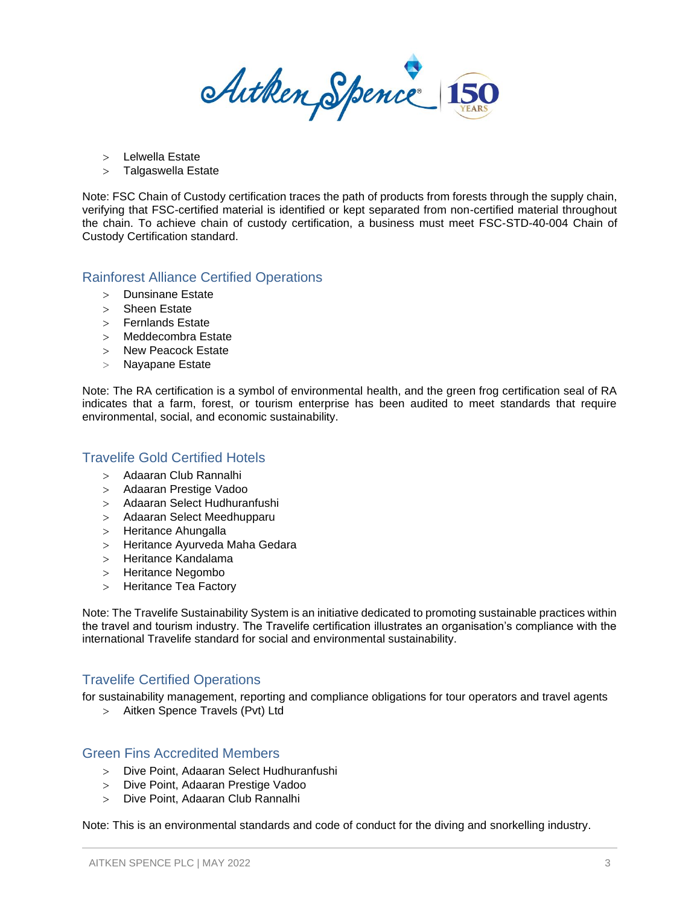- Lelwella Estate
- Talgaswella Estate

Note: FSC Chain of Custody certification traces the path of products from forests through the supply chain, verifying that FSC-certified material is identified or kept separated from non-certified material throughout the chain. To achieve chain of custody certification, a business must meet FSC-STD-40-004 Chain of Custody Certification standard.

## Rainforest Alliance Certified Operations

- Dunsinane Estate
- Sheen Estate
- Fernlands Estate
- Meddecombra Estate
- New Peacock Estate
- Nayapane Estate

Note: The RA certification is a symbol of environmental health, and the green frog certification seal of RA indicates that a farm, forest, or tourism enterprise has been audited to meet standards that require environmental, social, and economic sustainability.

## Travelife Gold Certified Hotels

- Adaaran Club Rannalhi
- Adaaran Prestige Vadoo
- Adaaran Select Hudhuranfushi
- Adaaran Select Meedhupparu
- Heritance Ahungalla
- Heritance Ayurveda Maha Gedara
- Heritance Kandalama
- Heritance Negombo
- Heritance Tea Factory

Note: The Travelife Sustainability System is an initiative dedicated to promoting sustainable practices within the travel and tourism industry. The Travelife certification illustrates an organisation's compliance with the international Travelife standard for social and environmental sustainability.

## Travelife Certified Operations

for sustainability management, reporting and compliance obligations for tour operators and travel agents

- Aitken Spence Travels (Pvt) Ltd

## Green Fins Accredited Members

- Dive Point, Adaaran Select Hudhuranfushi
- Dive Point, Adaaran Prestige Vadoo
- Dive Point, Adaaran Club Rannalhi

Note: This is an environmental standards and code of conduct for the diving and snorkelling industry.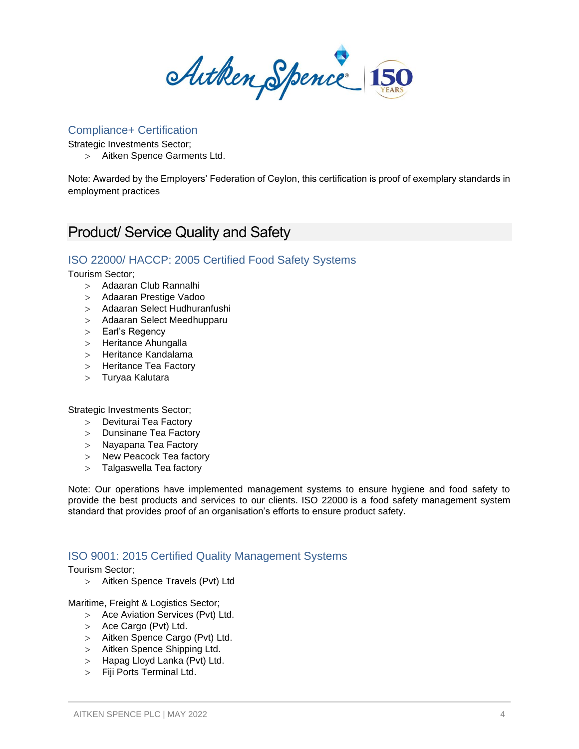### Compliance+ Certification

Strategic Investments Sector;

- Aitken Spence Garments Ltd.

Note: Awarded by the Employers' Federation of Ceylon, this certification is proof of exemplary standards in employment practices

## Product/ Service Quality and Safety

### ISO 22000/ HACCP: 2005 Certified Food Safety Systems

Tourism Sector;

- Adaaran Club Rannalhi
- Adaaran Prestige Vadoo
- Adaaran Select Hudhuranfushi
- Adaaran Select Meedhupparu
- Earl's Regency
- Heritance Ahungalla
- Heritance Kandalama
- Heritance Tea Factory
- Turyaa Kalutara

Strategic Investments Sector;

- Deviturai Tea Factory
- Dunsinane Tea Factory
- Nayapana Tea Factory
- New Peacock Tea factory
- Talgaswella Tea factory

Note: Our operations have implemented management systems to ensure hygiene and food safety to provide the best products and services to our clients. ISO 22000 is a food safety management system standard that provides proof of an organisation's efforts to ensure product safety.

### ISO 9001: 2015 Certified Quality Management Systems

Tourism Sector;

- Aitken Spence Travels (Pvt) Ltd

Maritime, Freight & Logistics Sector;

- Ace Aviation Services (Pvt) Ltd.
- Ace Cargo (Pvt) Ltd.
- Aitken Spence Cargo (Pvt) Ltd.
- Aitken Spence Shipping Ltd.
- Hapag Lloyd Lanka (Pvt) Ltd.
- Fiji Ports Terminal Ltd.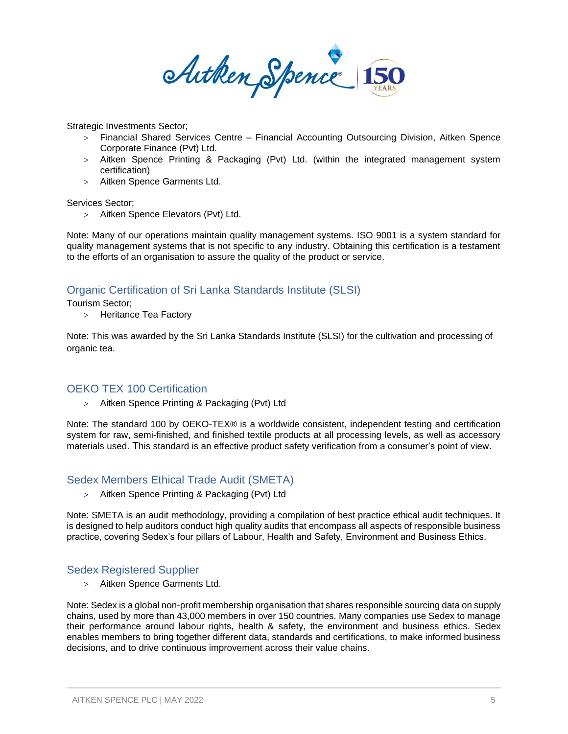Strategic Investments Sector;

- Financial Shared Services Centre – Financial Accounting Outsourcing Division, Aitken Spence Corporate Finance (Pvt) Ltd.
- Aitken Spence Printing & Packaging (Pvt) Ltd. (within the integrated management system certification)
- Aitken Spence Garments Ltd.

Services Sector;

- Aitken Spence Elevators (Pvt) Ltd.

Note: Many of our operations maintain quality management systems. ISO 9001 is a system standard for quality management systems that is not specific to any industry. Obtaining this certification is a testament to the efforts of an organisation to assure the quality of the product or service.

## Organic Certification of Sri Lanka Standards Institute (SLSI)

Tourism Sector;

- Heritance Tea Factory

Note: This was awarded by the Sri Lanka Standards Institute (SLSI) for the cultivation and processing of organic tea.

## OEKO TEX 100 Certification

- Aitken Spence Printing & Packaging (Pvt) Ltd

Note: The standard 100 by OEKO-TEX® is a worldwide consistent, independent testing and certification system for raw, semi-finished, and finished textile products at all processing levels, as well as accessory materials used. This standard is an effective product safety verification from a consumer's point of view.

## Sedex Members Ethical Trade Audit (SMETA)

- Aitken Spence Printing & Packaging (Pvt) Ltd

Note: SMETA is an audit methodology, providing a compilation of best practice ethical audit techniques. It is designed to help auditors conduct high quality audits that encompass all aspects of responsible business practice, covering Sedex's four pillars of Labour, Health and Safety, Environment and Business Ethics.

## Sedex Registered Supplier

- Aitken Spence Garments Ltd.

Note: Sedex is a global non-profit membership organisation that shares responsible sourcing data on supply chains, used by more than 43,000 members in over 150 countries. Many companies use Sedex to manage their performance around labour rights, health & safety, the environment and business ethics. Sedex enables members to bring together different data, standards and certifications, to make informed business decisions, and to drive continuous improvement across their value chains.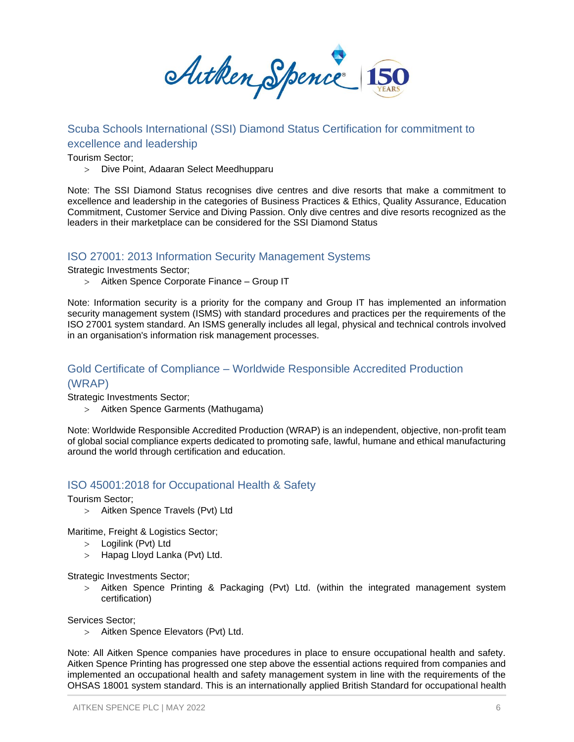## Scuba Schools International (SSI) Diamond Status Certification for commitment to excellence and leadership

Tourism Sector;

- Dive Point, Adaaran Select Meedhupparu

Note: The SSI Diamond Status recognises dive centres and dive resorts that make a commitment to excellence and leadership in the categories of Business Practices & Ethics, Quality Assurance, Education Commitment, Customer Service and Diving Passion. Only dive centres and dive resorts recognized as the leaders in their marketplace can be considered for the SSI Diamond Status

## ISO 27001: 2013 Information Security Management Systems

Strategic Investments Sector;

- Aitken Spence Corporate Finance – Group IT

Note: Information security is a priority for the company and Group IT has implemented an information security management system (ISMS) with standard procedures and practices per the requirements of the ISO 27001 system standard. An ISMS generally includes all legal, physical and technical controls involved in an organisation's information risk management processes.

## Gold Certificate of Compliance – Worldwide Responsible Accredited Production (WRAP)

Strategic Investments Sector;

- Aitken Spence Garments (Mathugama)

Note: Worldwide Responsible Accredited Production (WRAP) is an independent, objective, non-profit team of global social compliance experts dedicated to promoting safe, lawful, humane and ethical manufacturing around the world through certification and education.

## ISO 45001:2018 for Occupational Health & Safety

Tourism Sector;

- Aitken Spence Travels (Pvt) Ltd

Maritime, Freight & Logistics Sector;

- Logilink (Pvt) Ltd
- Hapag Lloyd Lanka (Pvt) Ltd.

Strategic Investments Sector;

- Aitken Spence Printing & Packaging (Pvt) Ltd. (within the integrated management system certification)

Services Sector;

- Aitken Spence Elevators (Pvt) Ltd.

Note: All Aitken Spence companies have procedures in place to ensure occupational health and safety. Aitken Spence Printing has progressed one step above the essential actions required from companies and implemented an occupational health and safety management system in line with the requirements of the OHSAS 18001 system standard. This is an internationally applied British Standard for occupational health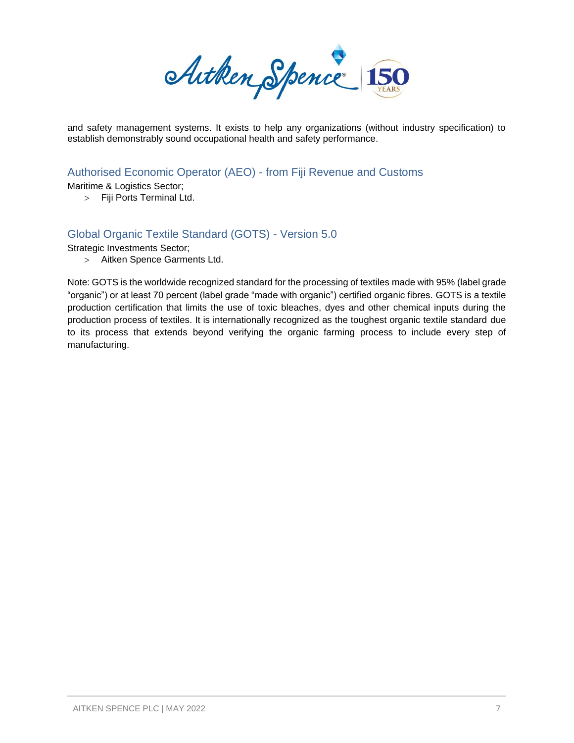and safety management systems. It exists to help any organizations (without industry specification) to establish demonstrably sound occupational health and safety performance.

## Authorised Economic Operator (AEO) - from Fiji Revenue and Customs

Maritime & Logistics Sector;

- Fiji Ports Terminal Ltd.

## Global Organic Textile Standard (GOTS) - Version 5.0

Strategic Investments Sector;

- Aitken Spence Garments Ltd.

Note: GOTS is the worldwide recognized standard for the processing of textiles made with 95% (label grade "organic") or at least 70 percent (label grade "made with organic") certified organic fibres. GOTS is a textile production certification that limits the use of toxic bleaches, dyes and other chemical inputs during the production process of textiles. It is internationally recognized as the toughest organic textile standard due to its process that extends beyond verifying the organic farming process to include every step of manufacturing.